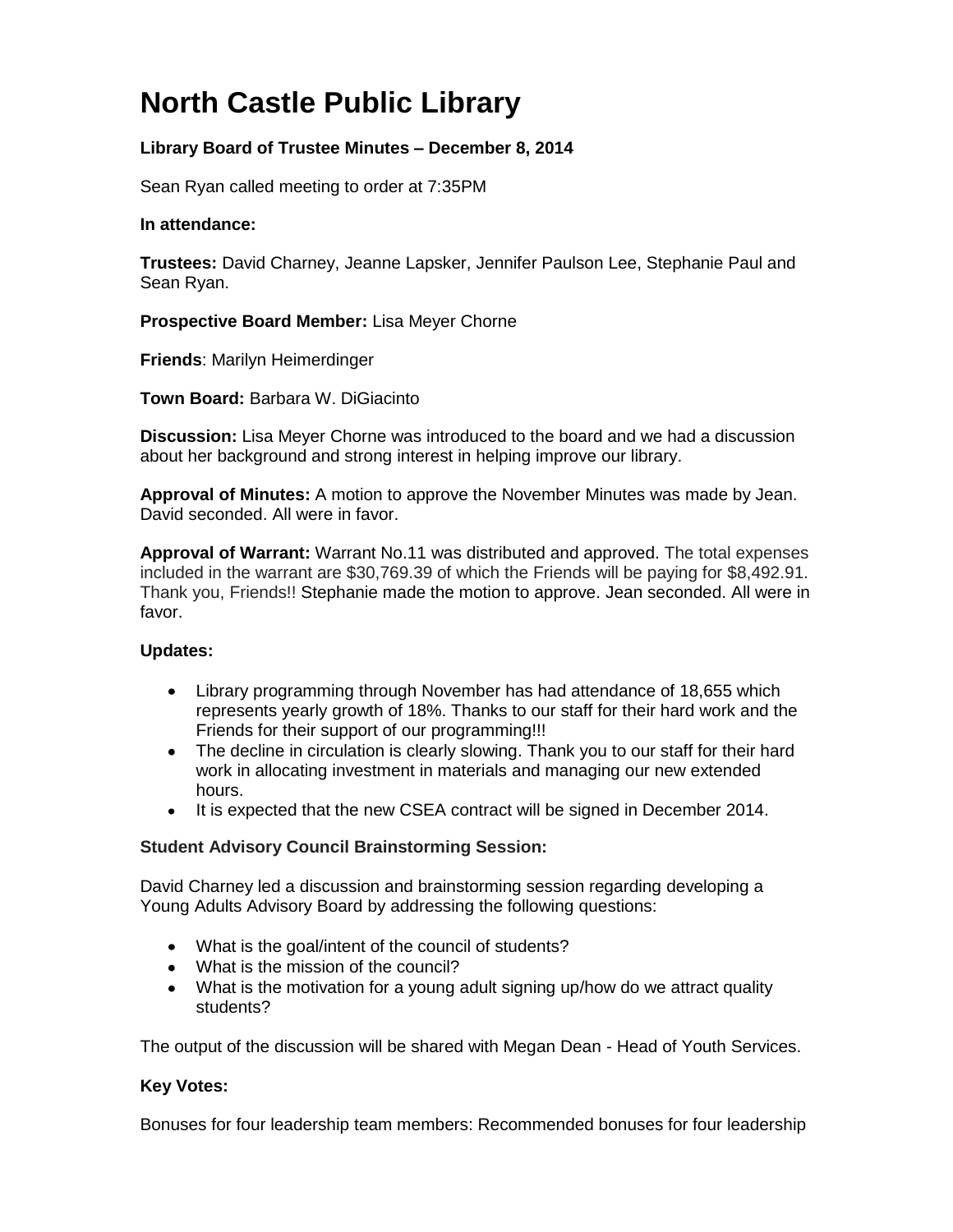# North Castle Public Library

**Library Board of Trustee Minutes – December 8, 2014**

Sean Ryan called meeting to order at 7:35PM

**In attendance:**

**Trustees:** David Charney, Jeanne Lapsker, Jennifer Paulson Lee, Stephanie Paul and Sean Ryan.

**Prospective Board Member:** Lisa Meyer Chorne

**Friends**: Marilyn Heimerdinger

**Town Board:** Barbara W. DiGiacinto

**Discussion:** Lisa Meyer Chorne was introduced to the board and we had a discussion about her background and strong interest in helping improve our library.

**Approval of Minutes:** A motion to approve the November Minutes was made by Jean. David seconded. All were in favor.

**Approval of Warrant:** Warrant No.11 was distributed and approved. The total expenses included in the warrant are $30,769.39 of which the Friends will be paying for $8,492.91. Thank you, Friends!! Stephanie made the motion to approve. Jean seconded. All were in favor.

**Updates:**

- Library programming through November has had attendance of 18,655 which represents yearly growth of 18%. Thanks to our staff for their hard work and the Friends for their support of our programming!!!
- The decline in circulation is clearly slowing. Thank you to our staff for their hard work in allocating investment in materials and managing our new extended hours.
- It is expected that the new CSEA contract will be signed in December 2014.

**Student Advisory Council Brainstorming Session:**

David Charney led a discussion and brainstorming session regarding developing a Young Adults Advisory Board by addressing the following questions:

- What is the goal/intent of the council of students?
- What is the mission of the council?
- What is the motivation for a young adult signing up/how do we attract quality students?

The output of the discussion will be shared with Megan Dean - Head of Youth Services.

**Key Votes:**

Bonuses for four leadership team members: Recommended bonuses for four leadership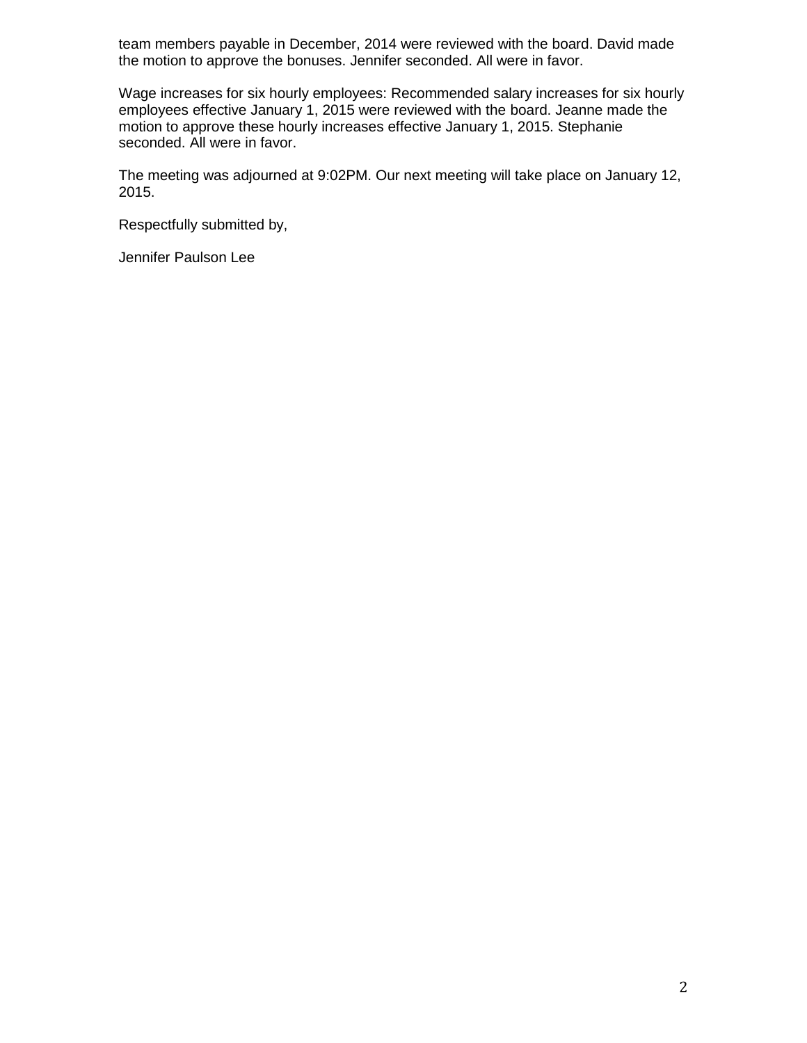team members payable in December, 2014 were reviewed with the board. David made the motion to approve the bonuses. Jennifer seconded. All were in favor.

Wage increases for six hourly employees: Recommended salary increases for six hourly employees effective January 1, 2015 were reviewed with the board. Jeanne made the motion to approve these hourly increases effective January 1, 2015. Stephanie seconded. All were in favor.

The meeting was adjourned at 9:02PM. Our next meeting will take place on January 12, 2015.

Respectfully submitted by,

Jennifer Paulson Lee